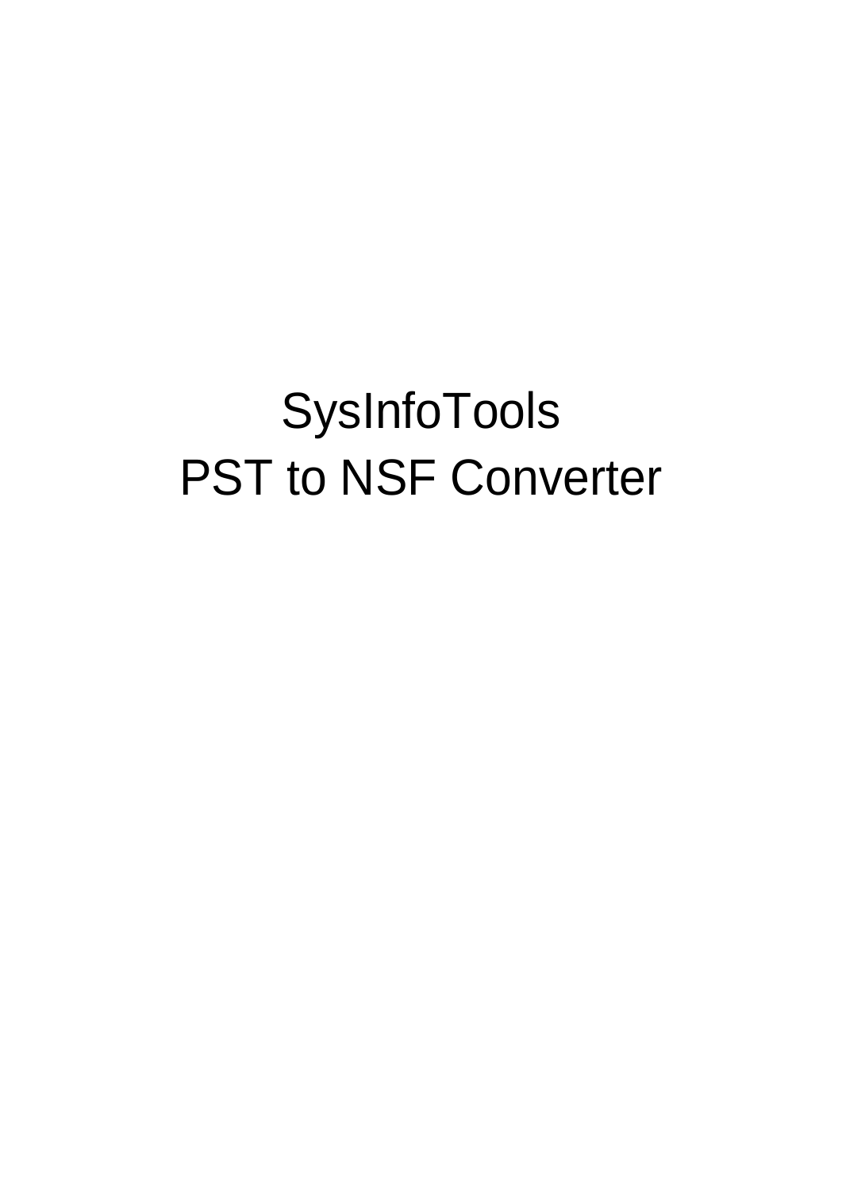# SysInfoTools
# PST to NSF Converter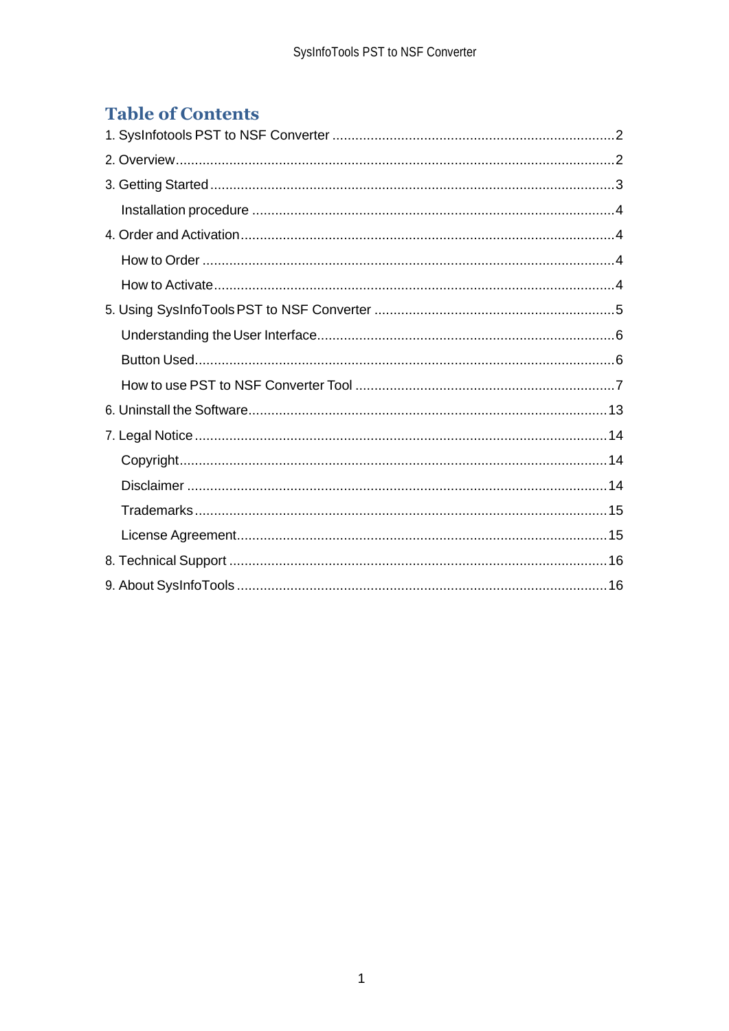# Table of Contents

1. SysInfotools PST to NSF Converter ........................................................................2
2. Overview.................................................................................................................2
3. Getting Started........................................................................................................3
    - Installation procedure ...........................................................................................4
4. Order and Activation................................................................................................4
    - How to Order .........................................................................................................4
    - How to Activate......................................................................................................4
5. Using SysInfoTools PST to NSF Converter .............................................................5
    - Understanding the User Interface...........................................................................6
    - Button Used...........................................................................................................6
    - How to use PST to NSF Converter Tool .................................................................7
6. Uninstall the Software............................................................................................13
7. Legal Notice..........................................................................................................14
    - Copyright.............................................................................................................14
    - Disclaimer ...........................................................................................................14
    - Trademarks..........................................................................................................15
    - License Agreement...............................................................................................15
8. Technical Support .................................................................................................16
9. About SysInfoTools ...............................................................................................16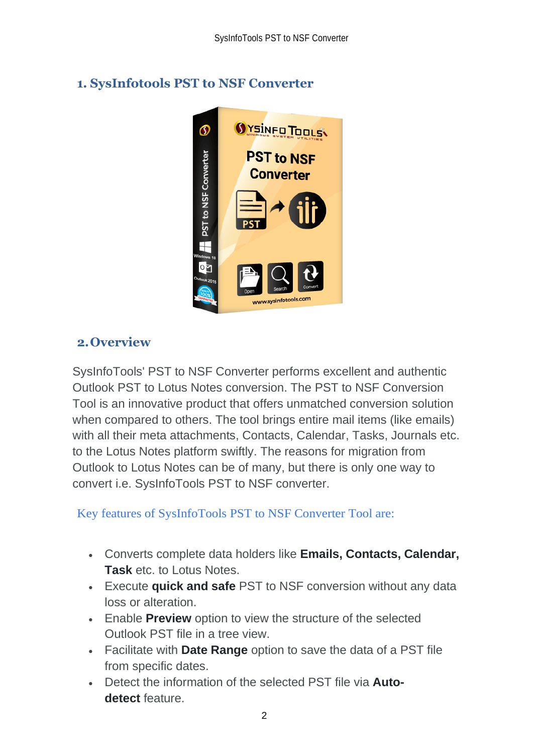## 1. SysInfotools PST to NSF Converter

## 2. Overview

SysInfoTools' PST to NSF Converter performs excellent and authentic Outlook PST to Lotus Notes conversion. The PST to NSF Conversion Tool is an innovative product that offers unmatched conversion solution when compared to others. The tool brings entire mail items (like emails) with all their meta attachments, Contacts, Calendar, Tasks, Journals etc. to the Lotus Notes platform swiftly. The reasons for migration from Outlook to Lotus Notes can be of many, but there is only one way to convert i.e. SysInfoTools PST to NSF converter.

### Key features of SysInfoTools PST to NSF Converter Tool are:

- Converts complete data holders like **Emails, Contacts, Calendar, Task** etc. to Lotus Notes.
- Execute **quick and safe** PST to NSF conversion without any data loss or alteration.
- Enable **Preview** option to view the structure of the selected Outlook PST file in a tree view.
- Facilitate with **Date Range** option to save the data of a PST file from specific dates.
- Detect the information of the selected PST file via **Auto-detect** feature.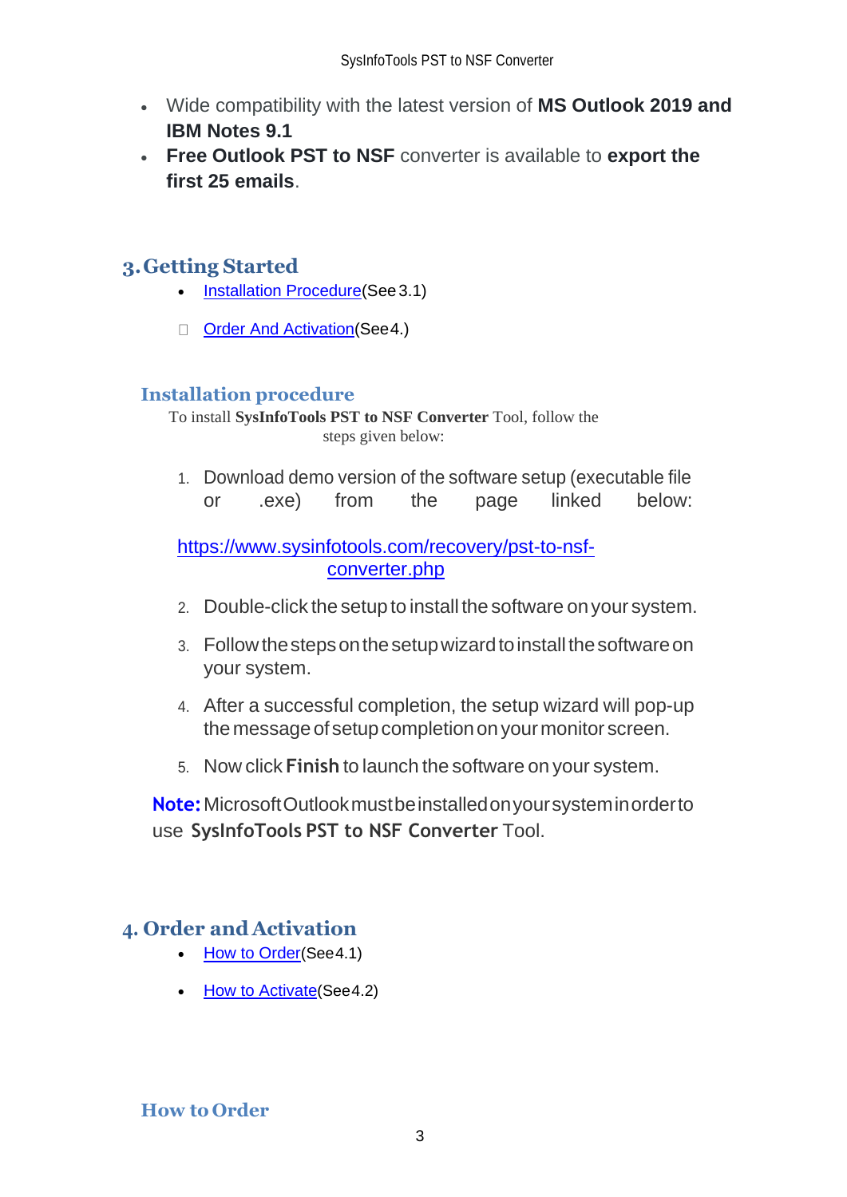- Wide compatibility with the latest version of **MS Outlook 2019 and IBM Notes 9.1**
- **Free Outlook PST to NSF** converter is available to **export the first 25 emails**.

## 3. Getting Started

- Installation Procedure(See 3.1)
- Order And Activation(See 4.)

### Installation procedure

To install **SysInfoTools PST to NSF Converter** Tool, follow the steps given below:

1. Download demo version of the software setup (executable file or .exe) from the page linked below:

   https://www.sysinfotools.com/recovery/pst-to-nsf-converter.php

2. Double-click the setup to install the software on your system.
3. Follow the steps on the setup wizard to install the software on your system.
4. After a successful completion, the setup wizard will pop-up the message of setup completion on your monitor screen.
5. Now click **Finish** to launch the software on your system.

**Note:** Microsoft Outlook must be installed on your system in order to use **SysInfoTools PST to NSF Converter** Tool.

## 4. Order and Activation

- How to Order(See 4.1)
- How to Activate(See 4.2)

### How to Order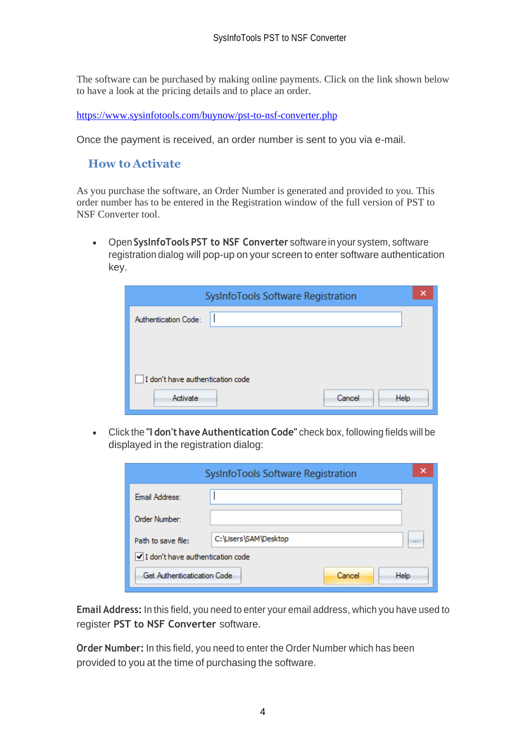The software can be purchased by making online payments. Click on the link shown below to have a look at the pricing details and to place an order.

https://www.sysinfotools.com/buynow/pst-to-nsf-converter.php

Once the payment is received, an order number is sent to you via e-mail.

## How to Activate

As you purchase the software, an Order Number is generated and provided to you. This order number has to be entered in the Registration window of the full version of PST to NSF Converter tool.

- Open **SysInfoTools PST to NSF Converter** software in your system, software registration dialog will pop-up on your screen to enter software authentication key.

- Click the **"I don't have Authentication Code"** check box, following fields will be displayed in the registration dialog:

**Email Address:** In this field, you need to enter your email address, which you have used to register **PST to NSF Converter** software.

**Order Number:** In this field, you need to enter the Order Number which has been provided to you at the time of purchasing the software.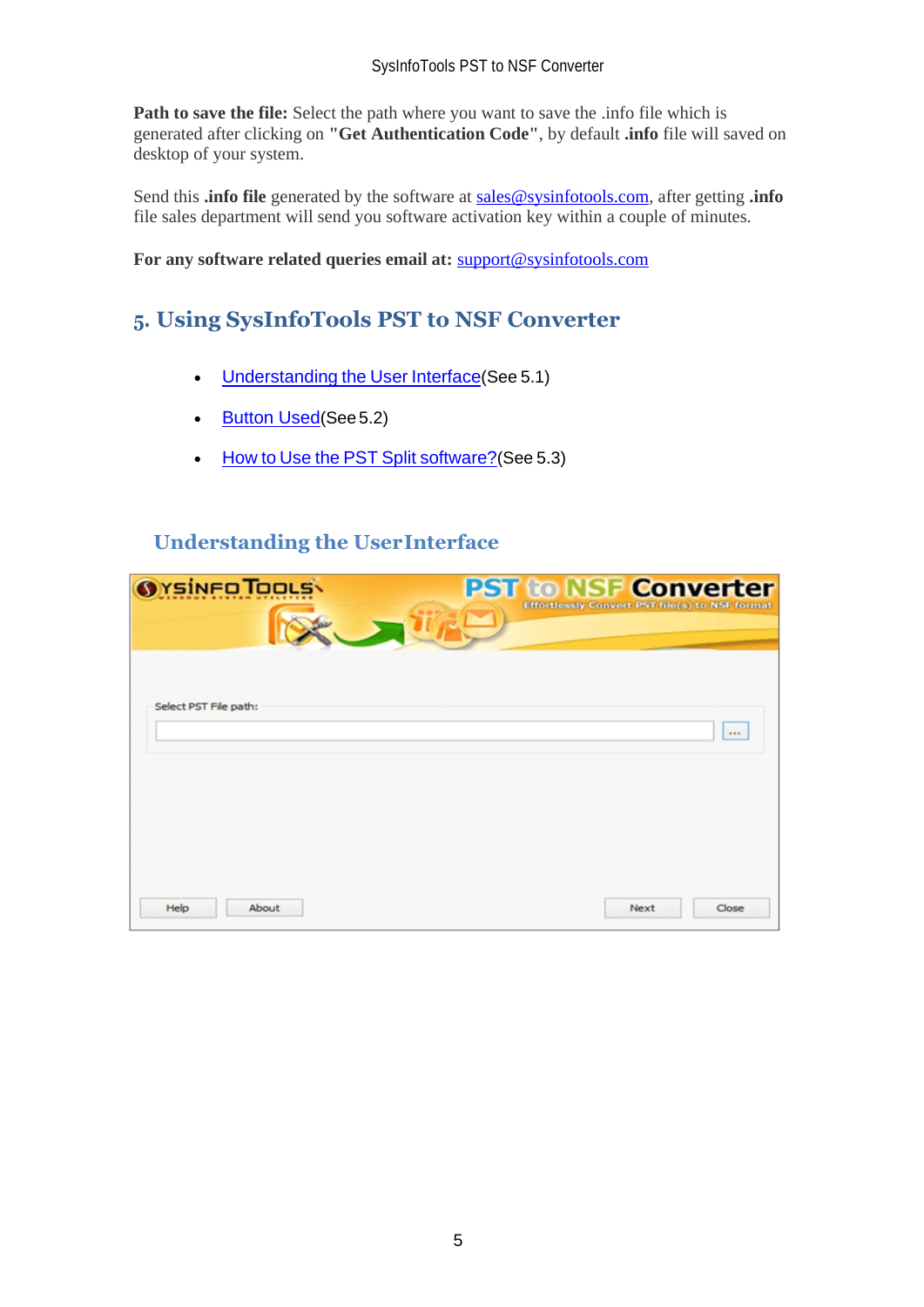**Path to save the file:** Select the path where you want to save the .info file which is generated after clicking on **"Get Authentication Code"**, by default **.info** file will saved on desktop of your system.

Send this **.info file** generated by the software at sales@sysinfotools.com, after getting **.info** file sales department will send you software activation key within a couple of minutes.

**For any software related queries email at:** support@sysinfotools.com

## 5. Using SysInfoTools PST to NSF Converter

- Understanding the User Interface(See 5.1)
- Button Used(See 5.2)
- How to Use the PST Split software?(See 5.3)

### Understanding the UserInterface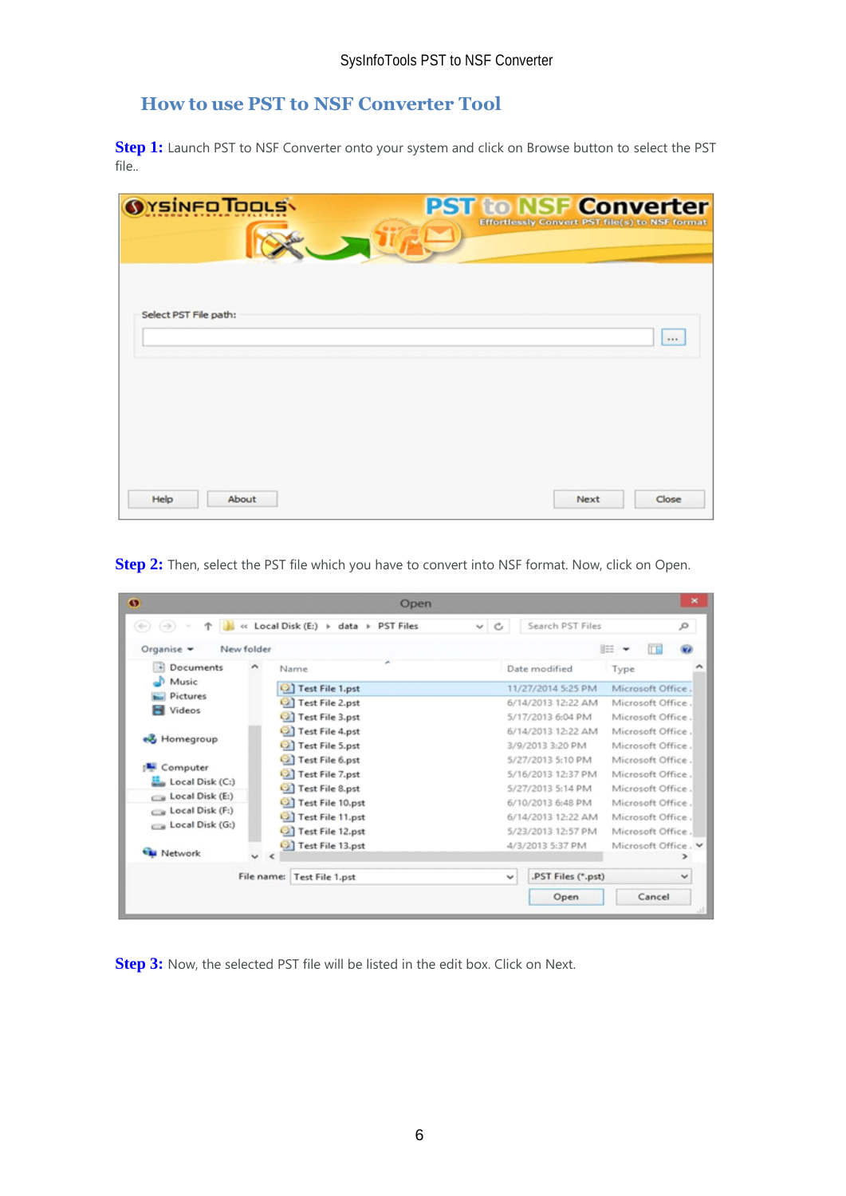## How to use PST to NSF Converter Tool

**Step 1:** Launch PST to NSF Converter onto your system and click on Browse button to select the PST file..

**Step 2:** Then, select the PST file which you have to convert into NSF format. Now, click on Open.

**Step 3:** Now, the selected PST file will be listed in the edit box. Click on Next.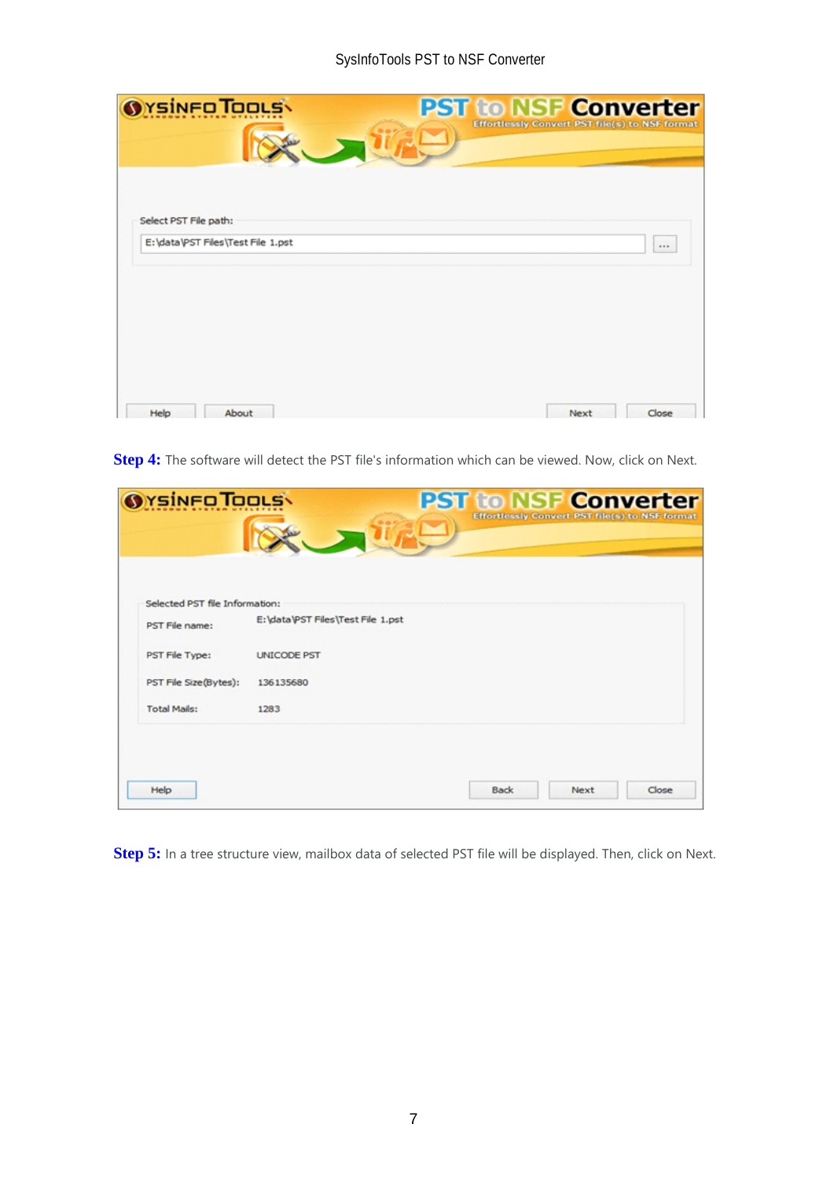**Step 4:** The software will detect the PST file's information which can be viewed. Now, click on Next.

**Step 5:** In a tree structure view, mailbox data of selected PST file will be displayed. Then, click on Next.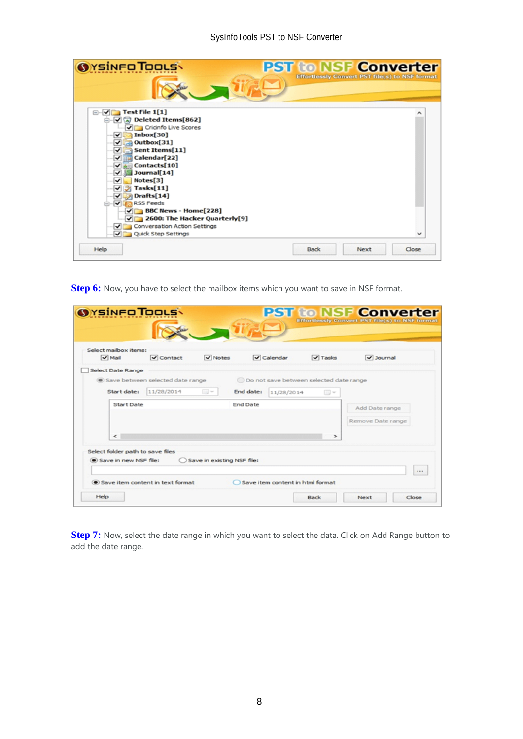**Step 6:** Now, you have to select the mailbox items which you want to save in NSF format.

**Step 7:** Now, select the date range in which you want to select the data. Click on Add Range button to add the date range.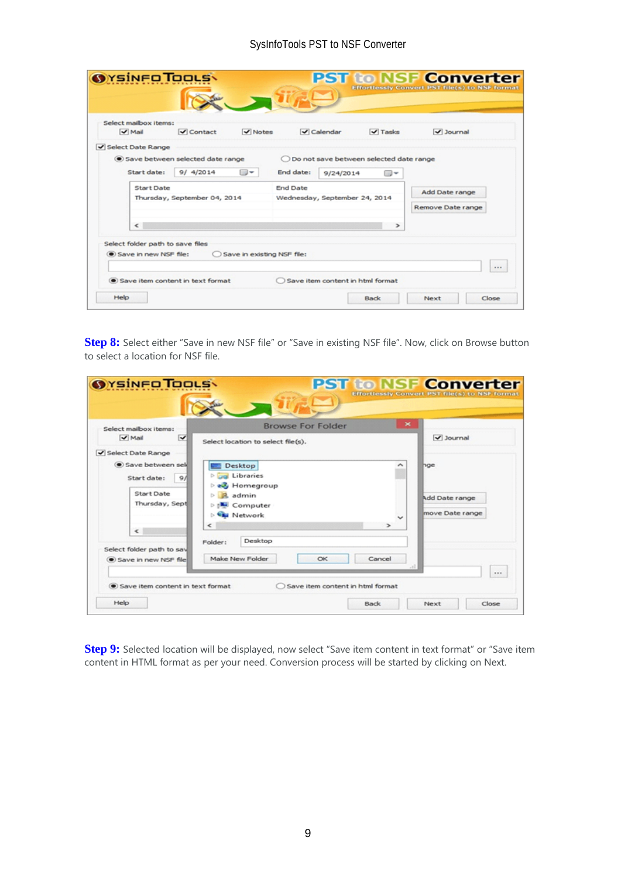**Step 8:** Select either “Save in new NSF file” or “Save in existing NSF file”. Now, click on Browse button to select a location for NSF file.

**Step 9:** Selected location will be displayed, now select “Save item content in text format” or “Save item content in HTML format as per your need. Conversion process will be started by clicking on Next.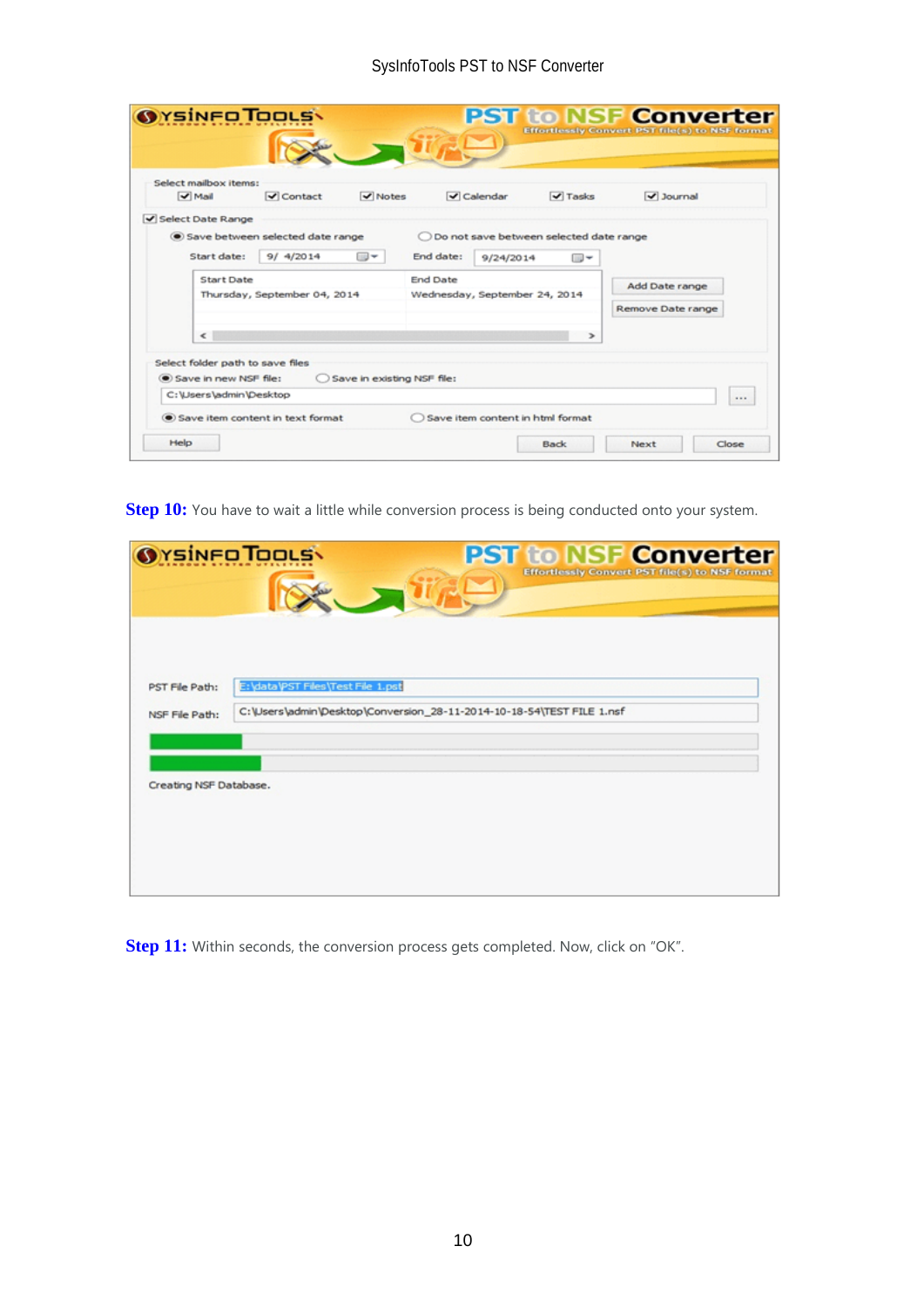**Step 10:** You have to wait a little while conversion process is being conducted onto your system.

**Step 11:** Within seconds, the conversion process gets completed. Now, click on "OK".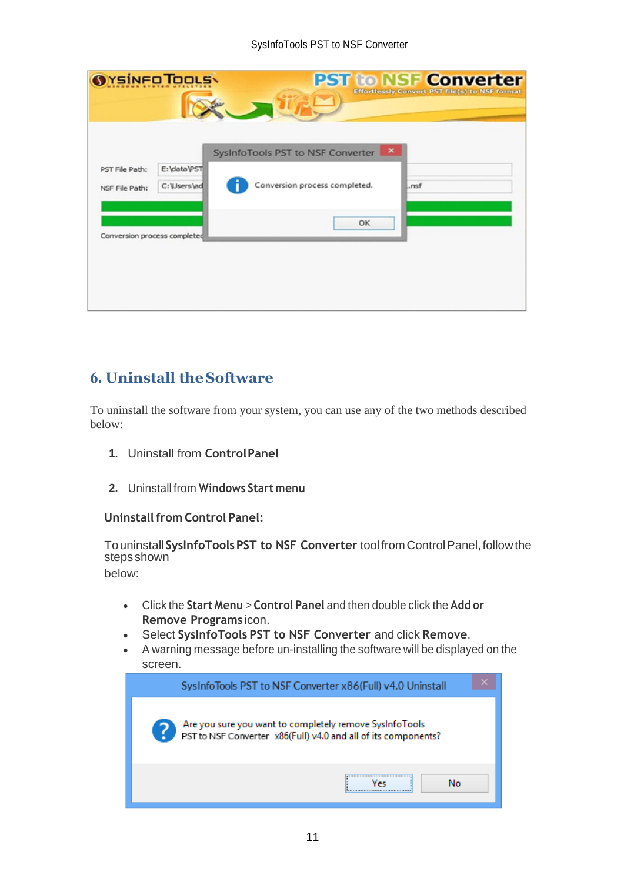## 6. Uninstall the Software

To uninstall the software from your system, you can use any of the two methods described below:

1. Uninstall from **Control Panel**
2. Uninstall from **Windows Start menu**

### Uninstall from Control Panel:

To uninstall **SysInfoTools PST to NSF Converter** tool from Control Panel, follow the steps shown below:

- Click the **Start Menu** > **Control Panel** and then double click the **Add or Remove Programs** icon.
- Select **SysInfoTools PST to NSF Converter** and click **Remove**.
- A warning message before un-installing the software will be displayed on the screen.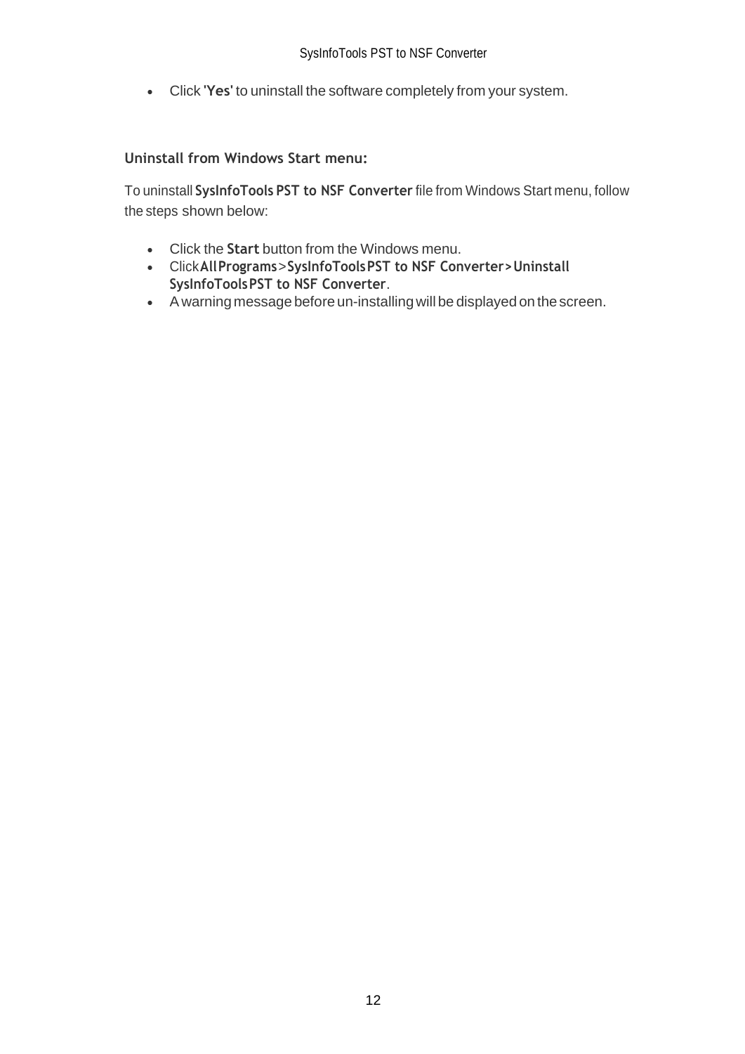- Click '**Yes**' to uninstall the software completely from your system.

### Uninstall from Windows Start menu:

To uninstall **SysInfoTools PST to NSF Converter** file from Windows Start menu, follow the steps shown below:

- Click the **Start** button from the Windows menu.
- Click **All Programs** > **SysInfoTools PST to NSF Converter > Uninstall SysInfoTools PST to NSF Converter**.
- A warning message before un-installing will be displayed on the screen.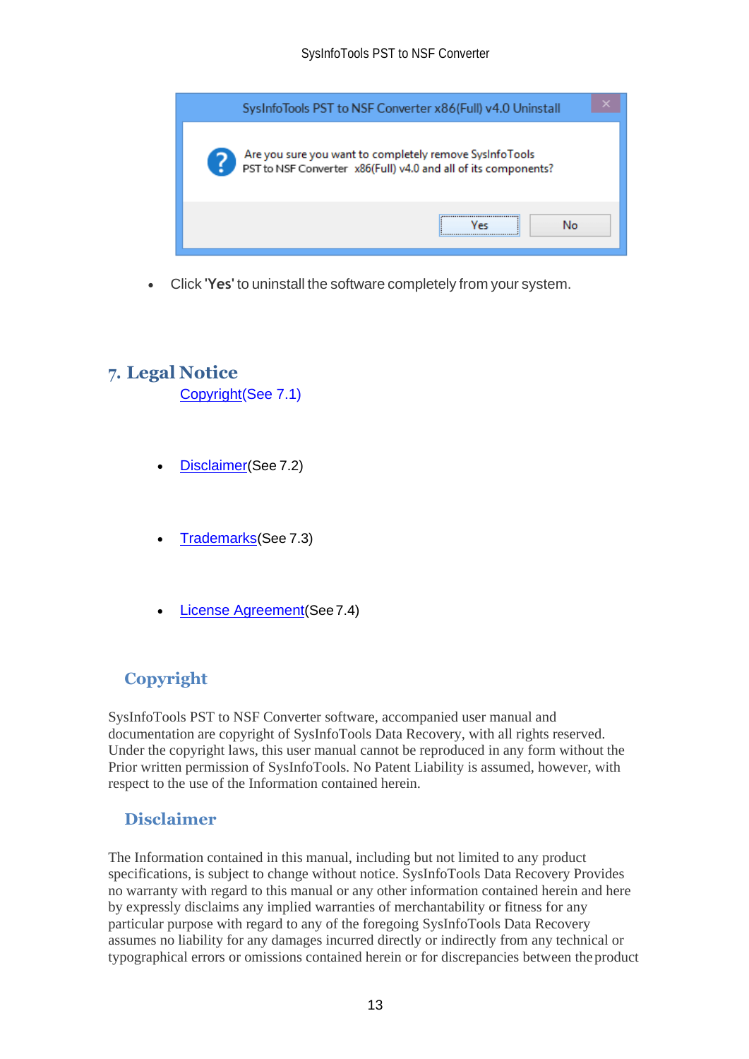- Click '**Yes**' to uninstall the software completely from your system.

# 7. Legal Notice

Copyright(See 7.1)

- Disclaimer(See 7.2)
- Trademarks(See 7.3)
- License Agreement(See 7.4)

## Copyright

SysInfoTools PST to NSF Converter software, accompanied user manual and documentation are copyright of SysInfoTools Data Recovery, with all rights reserved. Under the copyright laws, this user manual cannot be reproduced in any form without the Prior written permission of SysInfoTools. No Patent Liability is assumed, however, with respect to the use of the Information contained herein.

## Disclaimer

The Information contained in this manual, including but not limited to any product specifications, is subject to change without notice. SysInfoTools Data Recovery Provides no warranty with regard to this manual or any other information contained herein and here by expressly disclaims any implied warranties of merchantability or fitness for any particular purpose with regard to any of the foregoing SysInfoTools Data Recovery assumes no liability for any damages incurred directly or indirectly from any technical or typographical errors or omissions contained herein or for discrepancies between the product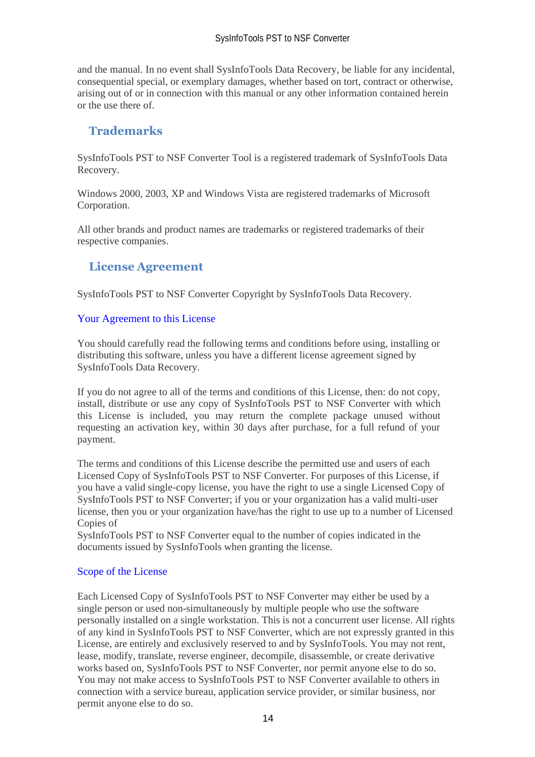and the manual. In no event shall SysInfoTools Data Recovery, be liable for any incidental, consequential special, or exemplary damages, whether based on tort, contract or otherwise, arising out of or in connection with this manual or any other information contained herein or the use there of.

## Trademarks

SysInfoTools PST to NSF Converter Tool is a registered trademark of SysInfoTools Data Recovery.

Windows 2000, 2003, XP and Windows Vista are registered trademarks of Microsoft Corporation.

All other brands and product names are trademarks or registered trademarks of their respective companies.

## License Agreement

SysInfoTools PST to NSF Converter Copyright by SysInfoTools Data Recovery.

### Your Agreement to this License

You should carefully read the following terms and conditions before using, installing or distributing this software, unless you have a different license agreement signed by SysInfoTools Data Recovery.

If you do not agree to all of the terms and conditions of this License, then: do not copy, install, distribute or use any copy of SysInfoTools PST to NSF Converter with which this License is included, you may return the complete package unused without requesting an activation key, within 30 days after purchase, for a full refund of your payment.

The terms and conditions of this License describe the permitted use and users of each Licensed Copy of SysInfoTools PST to NSF Converter. For purposes of this License, if you have a valid single-copy license, you have the right to use a single Licensed Copy of SysInfoTools PST to NSF Converter; if you or your organization has a valid multi-user license, then you or your organization have/has the right to use up to a number of Licensed Copies of
SysInfoTools PST to NSF Converter equal to the number of copies indicated in the documents issued by SysInfoTools when granting the license.

### Scope of the License

Each Licensed Copy of SysInfoTools PST to NSF Converter may either be used by a single person or used non-simultaneously by multiple people who use the software personally installed on a single workstation. This is not a concurrent user license. All rights of any kind in SysInfoTools PST to NSF Converter, which are not expressly granted in this License, are entirely and exclusively reserved to and by SysInfoTools. You may not rent, lease, modify, translate, reverse engineer, decompile, disassemble, or create derivative works based on, SysInfoTools PST to NSF Converter, nor permit anyone else to do so. You may not make access to SysInfoTools PST to NSF Converter available to others in connection with a service bureau, application service provider, or similar business, nor permit anyone else to do so.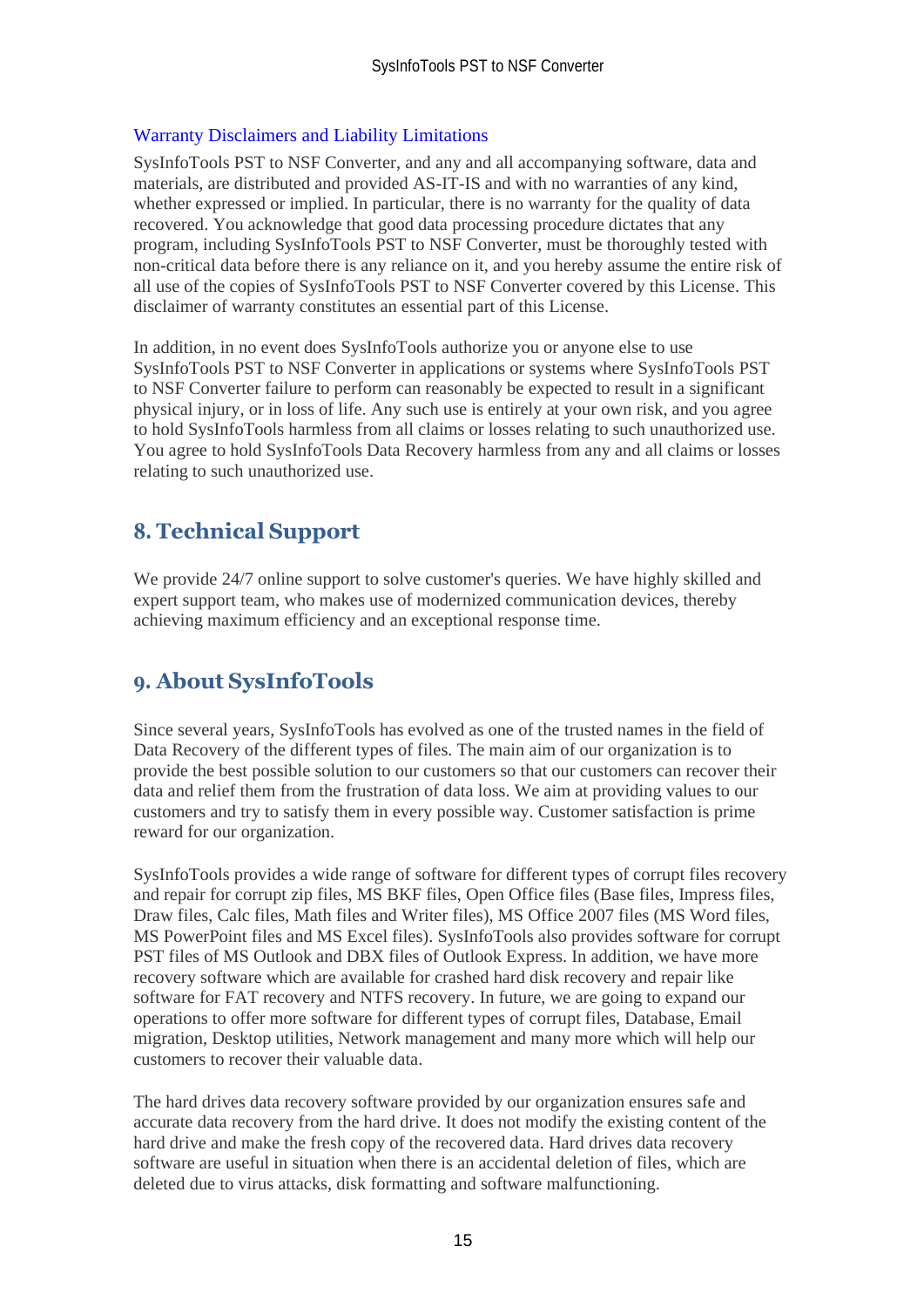### Warranty Disclaimers and Liability Limitations

SysInfoTools PST to NSF Converter, and any and all accompanying software, data and materials, are distributed and provided AS-IT-IS and with no warranties of any kind, whether expressed or implied. In particular, there is no warranty for the quality of data recovered. You acknowledge that good data processing procedure dictates that any program, including SysInfoTools PST to NSF Converter, must be thoroughly tested with non-critical data before there is any reliance on it, and you hereby assume the entire risk of all use of the copies of SysInfoTools PST to NSF Converter covered by this License. This disclaimer of warranty constitutes an essential part of this License.

In addition, in no event does SysInfoTools authorize you or anyone else to use SysInfoTools PST to NSF Converter in applications or systems where SysInfoTools PST to NSF Converter failure to perform can reasonably be expected to result in a significant physical injury, or in loss of life. Any such use is entirely at your own risk, and you agree to hold SysInfoTools harmless from all claims or losses relating to such unauthorized use. You agree to hold SysInfoTools Data Recovery harmless from any and all claims or losses relating to such unauthorized use.

## 8. Technical Support

We provide 24/7 online support to solve customer's queries. We have highly skilled and expert support team, who makes use of modernized communication devices, thereby achieving maximum efficiency and an exceptional response time.

## 9. About SysInfoTools

Since several years, SysInfoTools has evolved as one of the trusted names in the field of Data Recovery of the different types of files. The main aim of our organization is to provide the best possible solution to our customers so that our customers can recover their data and relief them from the frustration of data loss. We aim at providing values to our customers and try to satisfy them in every possible way. Customer satisfaction is prime reward for our organization.

SysInfoTools provides a wide range of software for different types of corrupt files recovery and repair for corrupt zip files, MS BKF files, Open Office files (Base files, Impress files, Draw files, Calc files, Math files and Writer files), MS Office 2007 files (MS Word files, MS PowerPoint files and MS Excel files). SysInfoTools also provides software for corrupt PST files of MS Outlook and DBX files of Outlook Express. In addition, we have more recovery software which are available for crashed hard disk recovery and repair like software for FAT recovery and NTFS recovery. In future, we are going to expand our operations to offer more software for different types of corrupt files, Database, Email migration, Desktop utilities, Network management and many more which will help our customers to recover their valuable data.

The hard drives data recovery software provided by our organization ensures safe and accurate data recovery from the hard drive. It does not modify the existing content of the hard drive and make the fresh copy of the recovered data. Hard drives data recovery software are useful in situation when there is an accidental deletion of files, which are deleted due to virus attacks, disk formatting and software malfunctioning.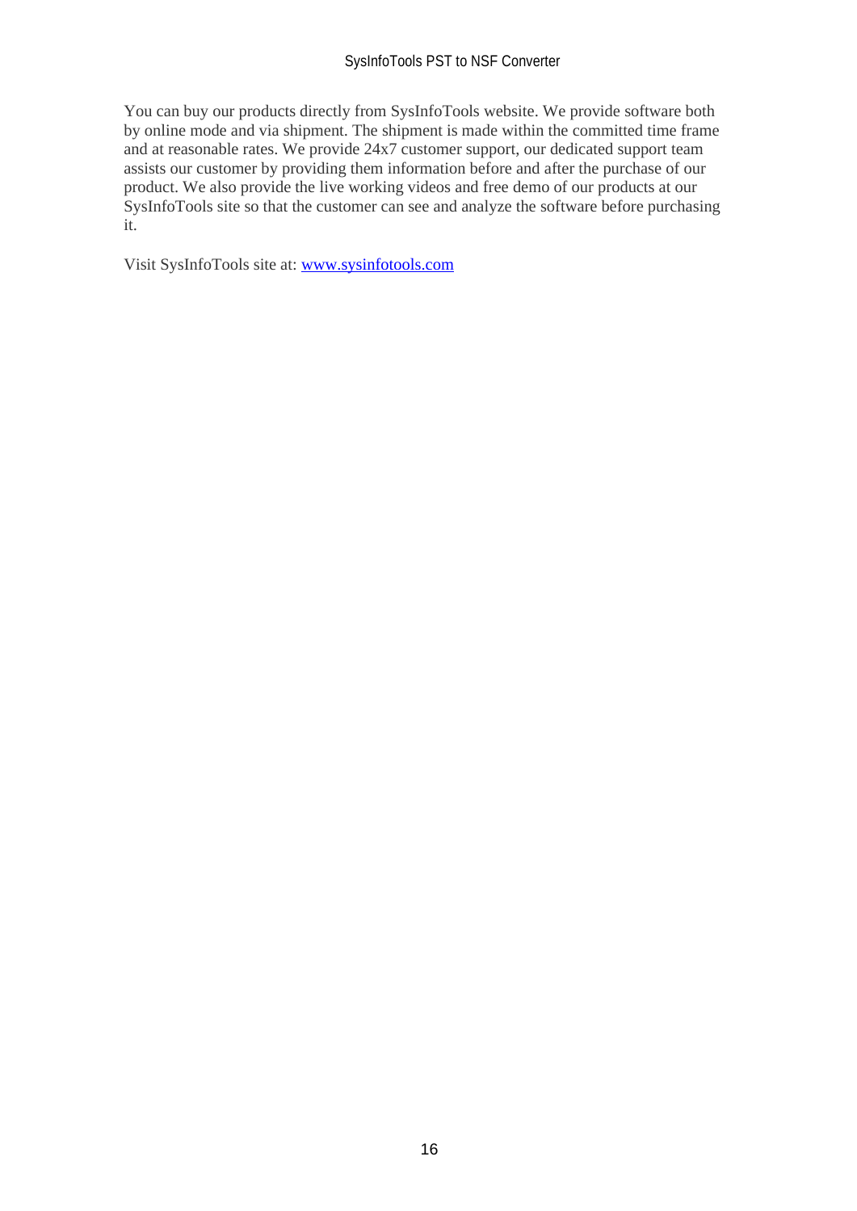You can buy our products directly from SysInfoTools website. We provide software both by online mode and via shipment. The shipment is made within the committed time frame and at reasonable rates. We provide 24x7 customer support, our dedicated support team assists our customer by providing them information before and after the purchase of our product. We also provide the live working videos and free demo of our products at our SysInfoTools site so that the customer can see and analyze the software before purchasing it.

Visit SysInfoTools site at: [www.sysinfotools.com](http://www.sysinfotools.com)